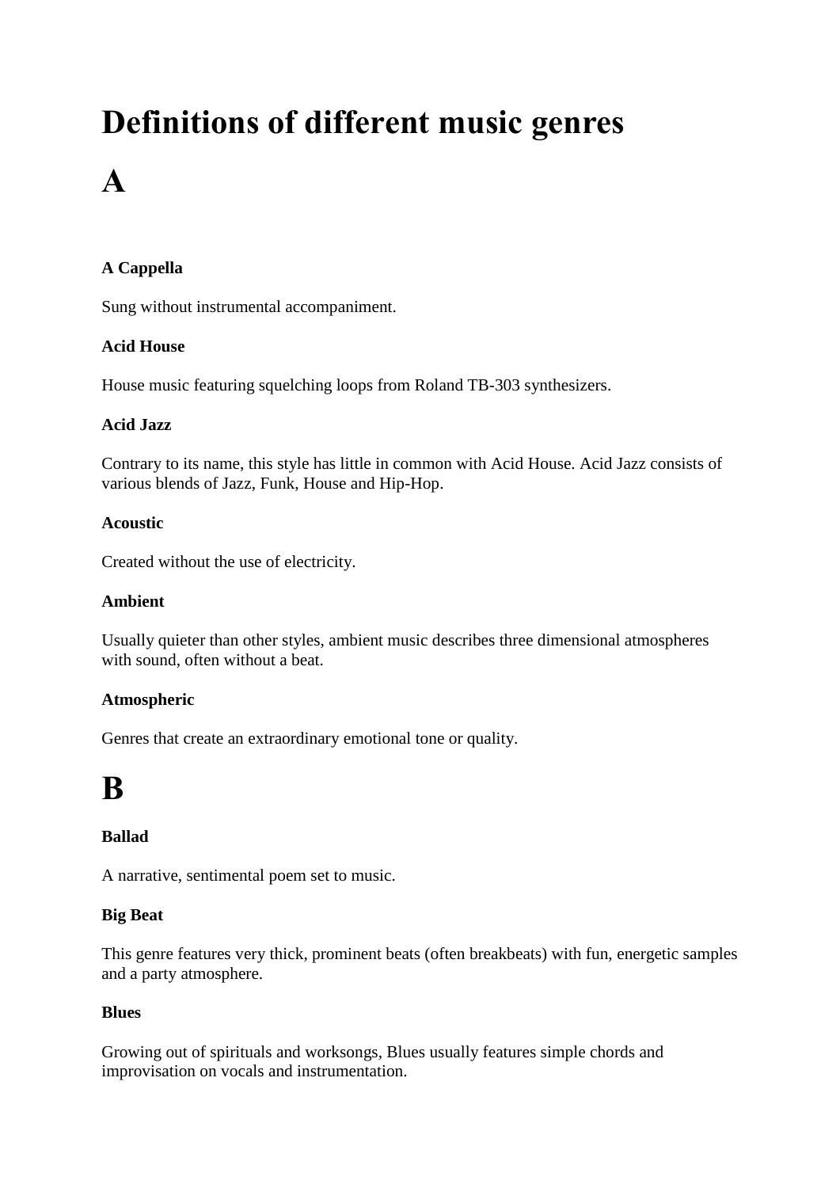# Definitions of different music genres

# A

**A Cappella**

Sung without instrumental accompaniment.

**Acid House**

House music featuring squelching loops from Roland TB-303 synthesizers.

**Acid Jazz**

Contrary to its name, this style has little in common with Acid House. Acid Jazz consists of various blends of Jazz, Funk, House and Hip-Hop.

**Acoustic**

Created without the use of electricity.

**Ambient**

Usually quieter than other styles, ambient music describes three dimensional atmospheres with sound, often without a beat.

**Atmospheric**

Genres that create an extraordinary emotional tone or quality.

# B

**Ballad**

A narrative, sentimental poem set to music.

**Big Beat**

This genre features very thick, prominent beats (often breakbeats) with fun, energetic samples and a party atmosphere.

**Blues**

Growing out of spirituals and worksongs, Blues usually features simple chords and improvisation on vocals and instrumentation.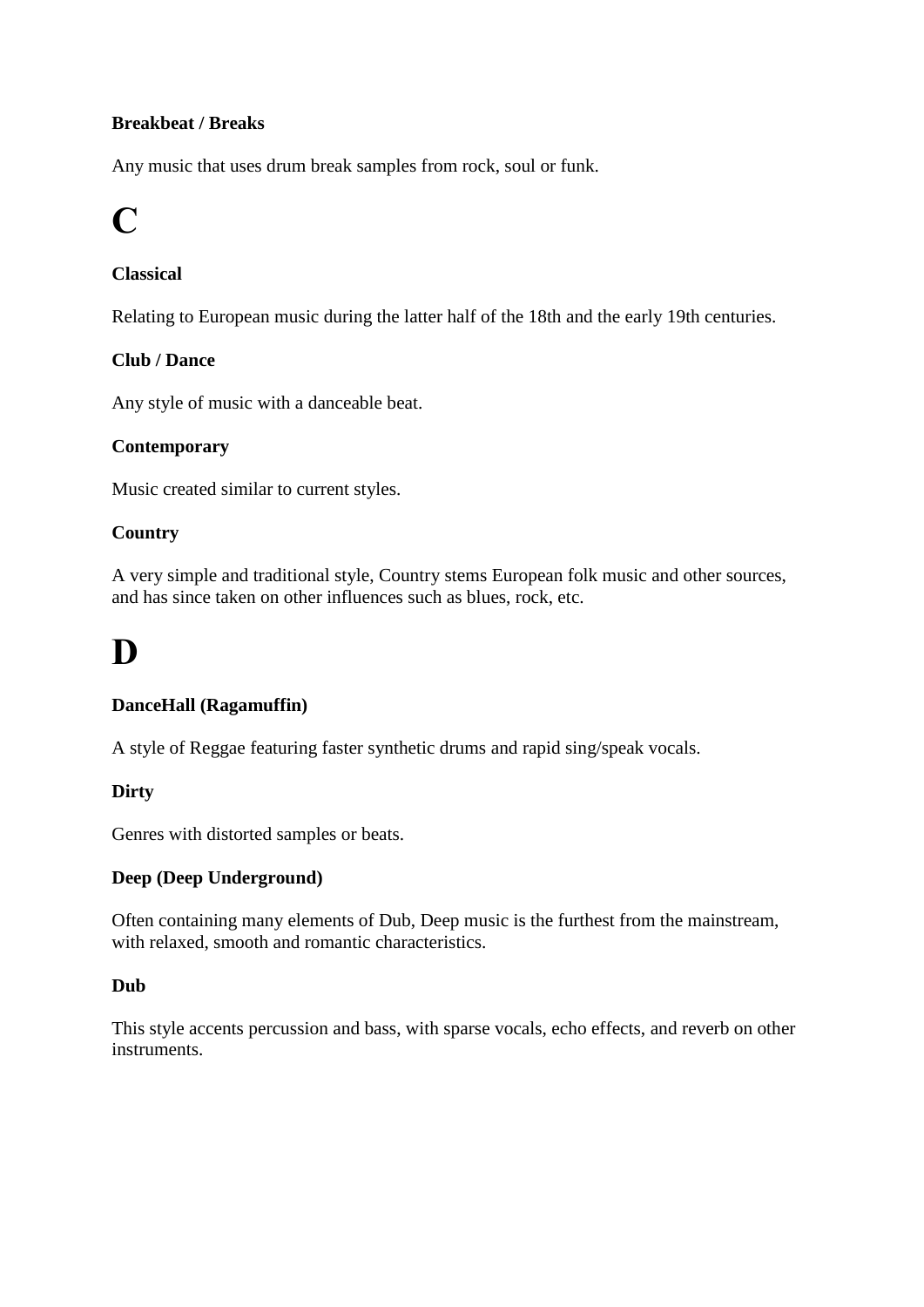**Breakbeat / Breaks**

Any music that uses drum break samples from rock, soul or funk.

# C

**Classical**

Relating to European music during the latter half of the 18th and the early 19th centuries.

**Club / Dance**

Any style of music with a danceable beat.

**Contemporary**

Music created similar to current styles.

**Country**

A very simple and traditional style, Country stems European folk music and other sources, and has since taken on other influences such as blues, rock, etc.

# D

**DanceHall (Ragamuffin)**

A style of Reggae featuring faster synthetic drums and rapid sing/speak vocals.

**Dirty**

Genres with distorted samples or beats.

**Deep (Deep Underground)**

Often containing many elements of Dub, Deep music is the furthest from the mainstream, with relaxed, smooth and romantic characteristics.

**Dub**

This style accents percussion and bass, with sparse vocals, echo effects, and reverb on other instruments.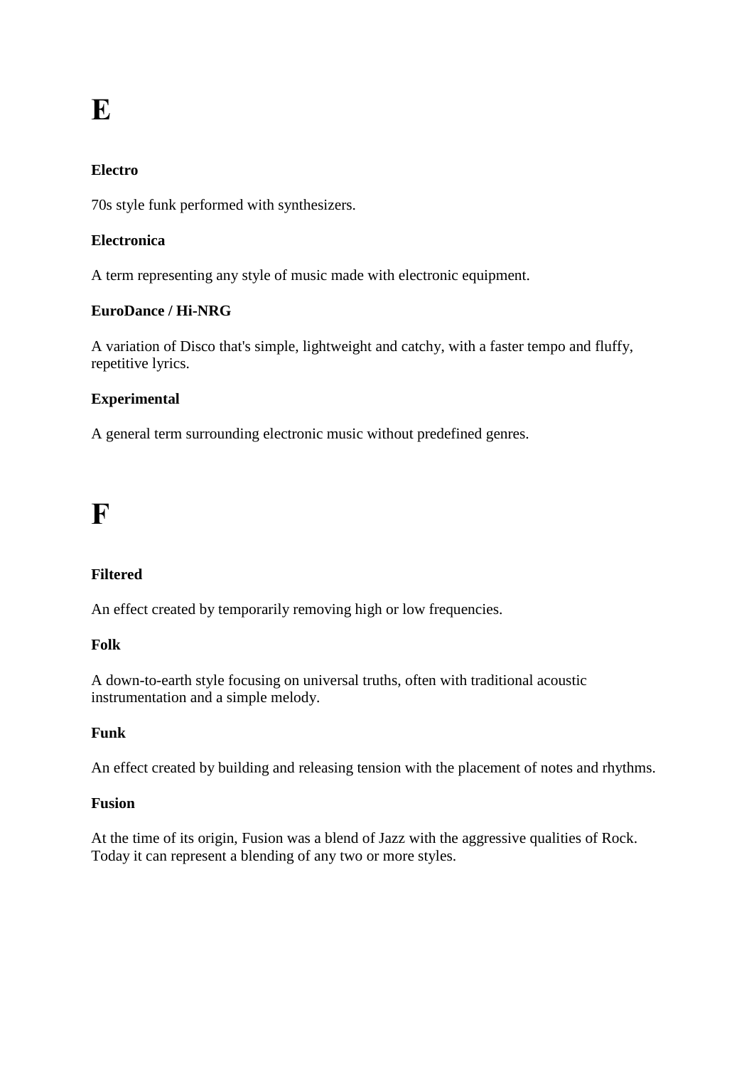# E

### Electro

70s style funk performed with synthesizers.

### Electronica

A term representing any style of music made with electronic equipment.

### EuroDance / Hi-NRG

A variation of Disco that's simple, lightweight and catchy, with a faster tempo and fluffy, repetitive lyrics.

### Experimental

A general term surrounding electronic music without predefined genres.

# F

### Filtered

An effect created by temporarily removing high or low frequencies.

### Folk

A down-to-earth style focusing on universal truths, often with traditional acoustic instrumentation and a simple melody.

### Funk

An effect created by building and releasing tension with the placement of notes and rhythms.

### Fusion

At the time of its origin, Fusion was a blend of Jazz with the aggressive qualities of Rock. Today it can represent a blending of any two or more styles.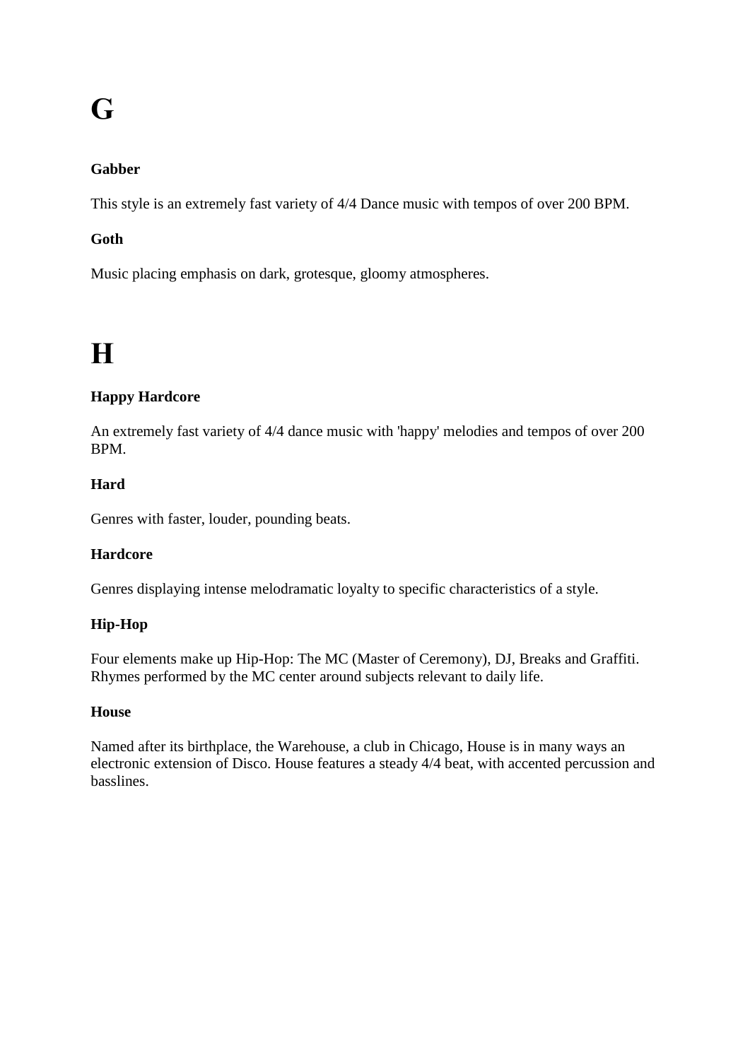# G

### Gabber

This style is an extremely fast variety of 4/4 Dance music with tempos of over 200 BPM.

### Goth

Music placing emphasis on dark, grotesque, gloomy atmospheres.

# H

### Happy Hardcore

An extremely fast variety of 4/4 dance music with 'happy' melodies and tempos of over 200 BPM.

### Hard

Genres with faster, louder, pounding beats.

### Hardcore

Genres displaying intense melodramatic loyalty to specific characteristics of a style.

### Hip-Hop

Four elements make up Hip-Hop: The MC (Master of Ceremony), DJ, Breaks and Graffiti. Rhymes performed by the MC center around subjects relevant to daily life.

### House

Named after its birthplace, the Warehouse, a club in Chicago, House is in many ways an electronic extension of Disco. House features a steady 4/4 beat, with accented percussion and basslines.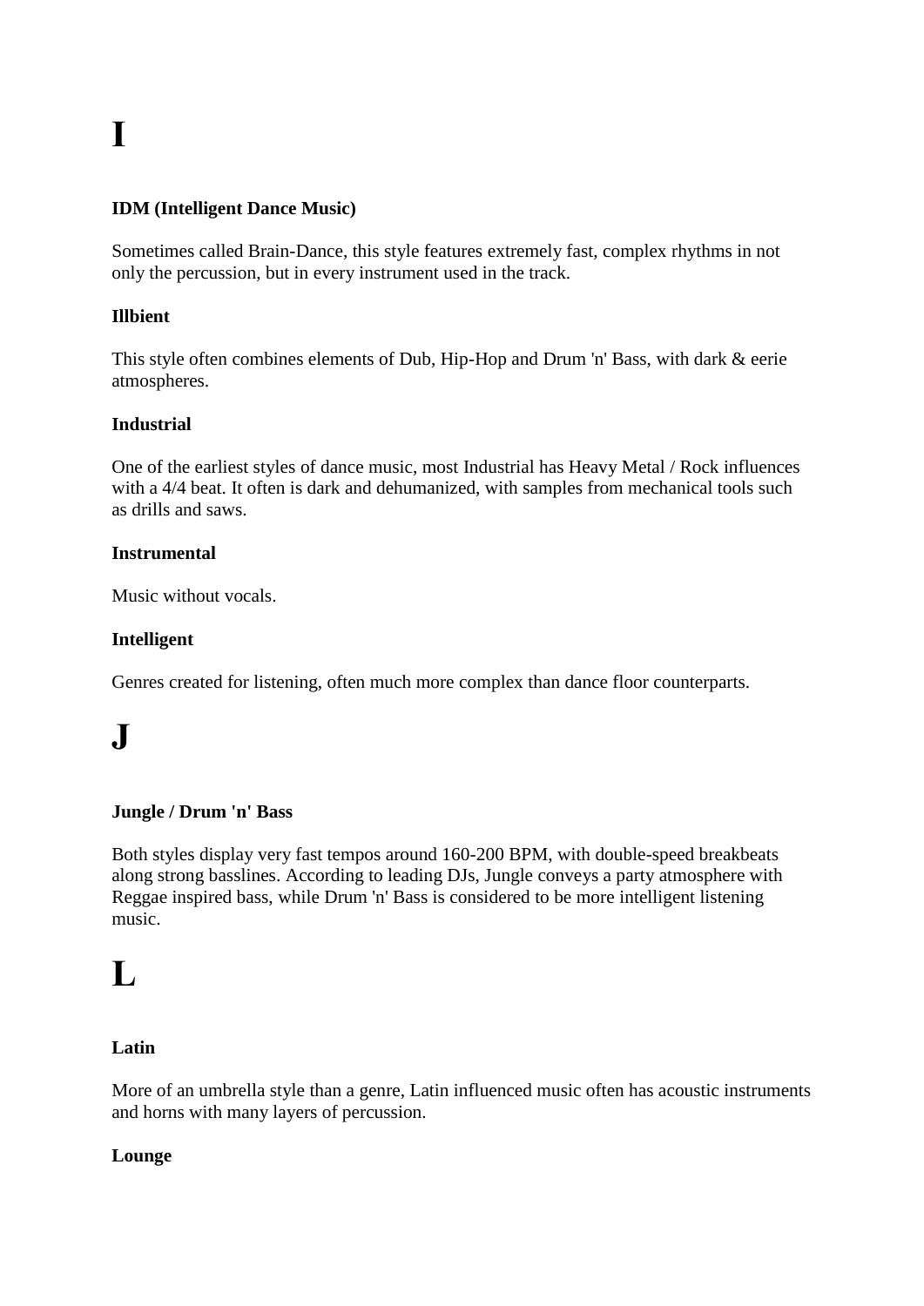# I

**IDM (Intelligent Dance Music)**

Sometimes called Brain-Dance, this style features extremely fast, complex rhythms in not only the percussion, but in every instrument used in the track.

**Illbient**

This style often combines elements of Dub, Hip-Hop and Drum 'n' Bass, with dark & eerie atmospheres.

**Industrial**

One of the earliest styles of dance music, most Industrial has Heavy Metal / Rock influences with a 4/4 beat. It often is dark and dehumanized, with samples from mechanical tools such as drills and saws.

**Instrumental**

Music without vocals.

**Intelligent**

Genres created for listening, often much more complex than dance floor counterparts.

# J

**Jungle / Drum 'n' Bass**

Both styles display very fast tempos around 160-200 BPM, with double-speed breakbeats along strong basslines. According to leading DJs, Jungle conveys a party atmosphere with Reggae inspired bass, while Drum 'n' Bass is considered to be more intelligent listening music.

# L

**Latin**

More of an umbrella style than a genre, Latin influenced music often has acoustic instruments and horns with many layers of percussion.

**Lounge**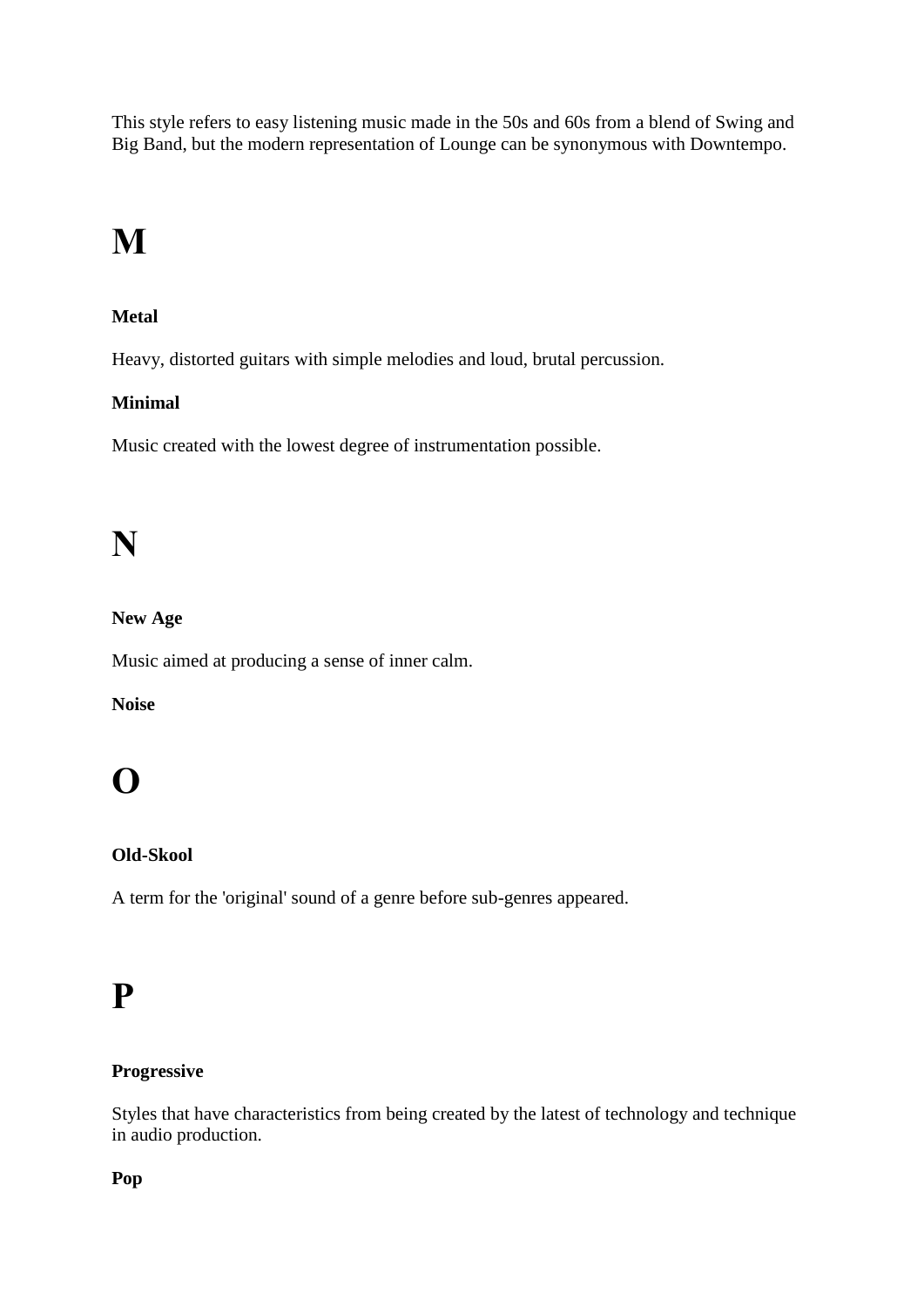This style refers to easy listening music made in the 50s and 60s from a blend of Swing and Big Band, but the modern representation of Lounge can be synonymous with Downtempo.

# M

**Metal**

Heavy, distorted guitars with simple melodies and loud, brutal percussion.

**Minimal**

Music created with the lowest degree of instrumentation possible.

# N

**New Age**

Music aimed at producing a sense of inner calm.

**Noise**

# O

**Old-Skool**

A term for the 'original' sound of a genre before sub-genres appeared.

# P

**Progressive**

Styles that have characteristics from being created by the latest of technology and technique in audio production.

**Pop**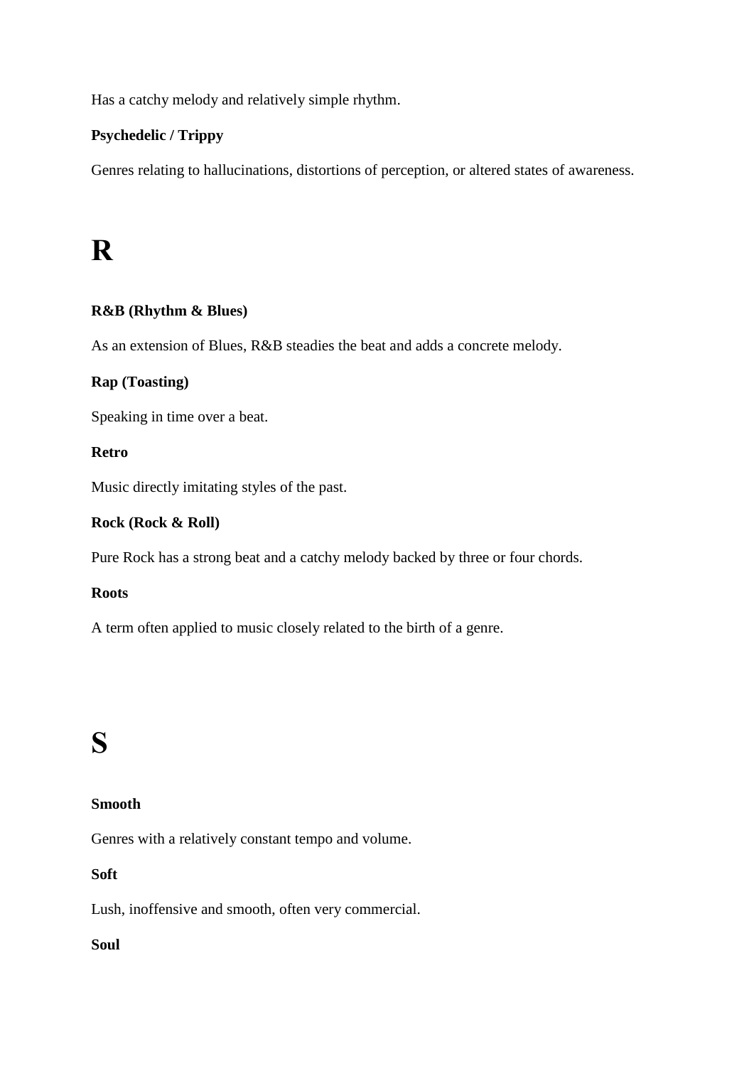Has a catchy melody and relatively simple rhythm.

**Psychedelic / Trippy**

Genres relating to hallucinations, distortions of perception, or altered states of awareness.

# R

**R&B (Rhythm & Blues)**

As an extension of Blues, R&B steadies the beat and adds a concrete melody.

**Rap (Toasting)**

Speaking in time over a beat.

**Retro**

Music directly imitating styles of the past.

**Rock (Rock & Roll)**

Pure Rock has a strong beat and a catchy melody backed by three or four chords.

**Roots**

A term often applied to music closely related to the birth of a genre.

# S

**Smooth**

Genres with a relatively constant tempo and volume.

**Soft**

Lush, inoffensive and smooth, often very commercial.

**Soul**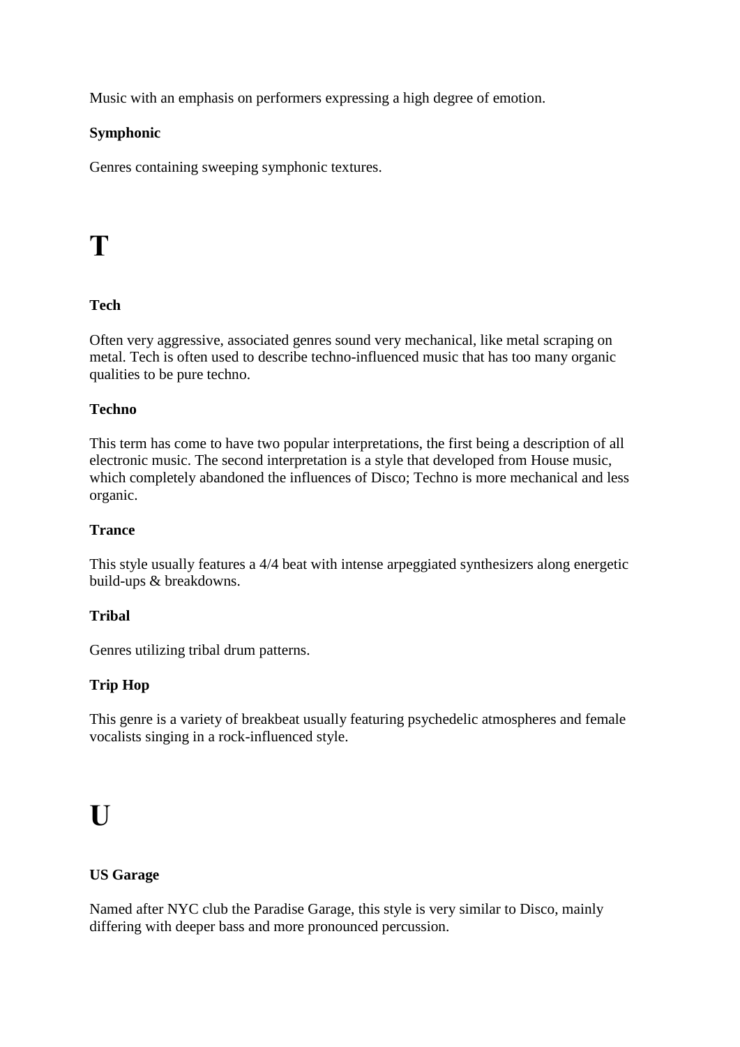Music with an emphasis on performers expressing a high degree of emotion.

**Symphonic**

Genres containing sweeping symphonic textures.

# T

**Tech**

Often very aggressive, associated genres sound very mechanical, like metal scraping on metal. Tech is often used to describe techno-influenced music that has too many organic qualities to be pure techno.

**Techno**

This term has come to have two popular interpretations, the first being a description of all electronic music. The second interpretation is a style that developed from House music, which completely abandoned the influences of Disco; Techno is more mechanical and less organic.

**Trance**

This style usually features a 4/4 beat with intense arpeggiated synthesizers along energetic build-ups & breakdowns.

**Tribal**

Genres utilizing tribal drum patterns.

**Trip Hop**

This genre is a variety of breakbeat usually featuring psychedelic atmospheres and female vocalists singing in a rock-influenced style.

# U

**US Garage**

Named after NYC club the Paradise Garage, this style is very similar to Disco, mainly differing with deeper bass and more pronounced percussion.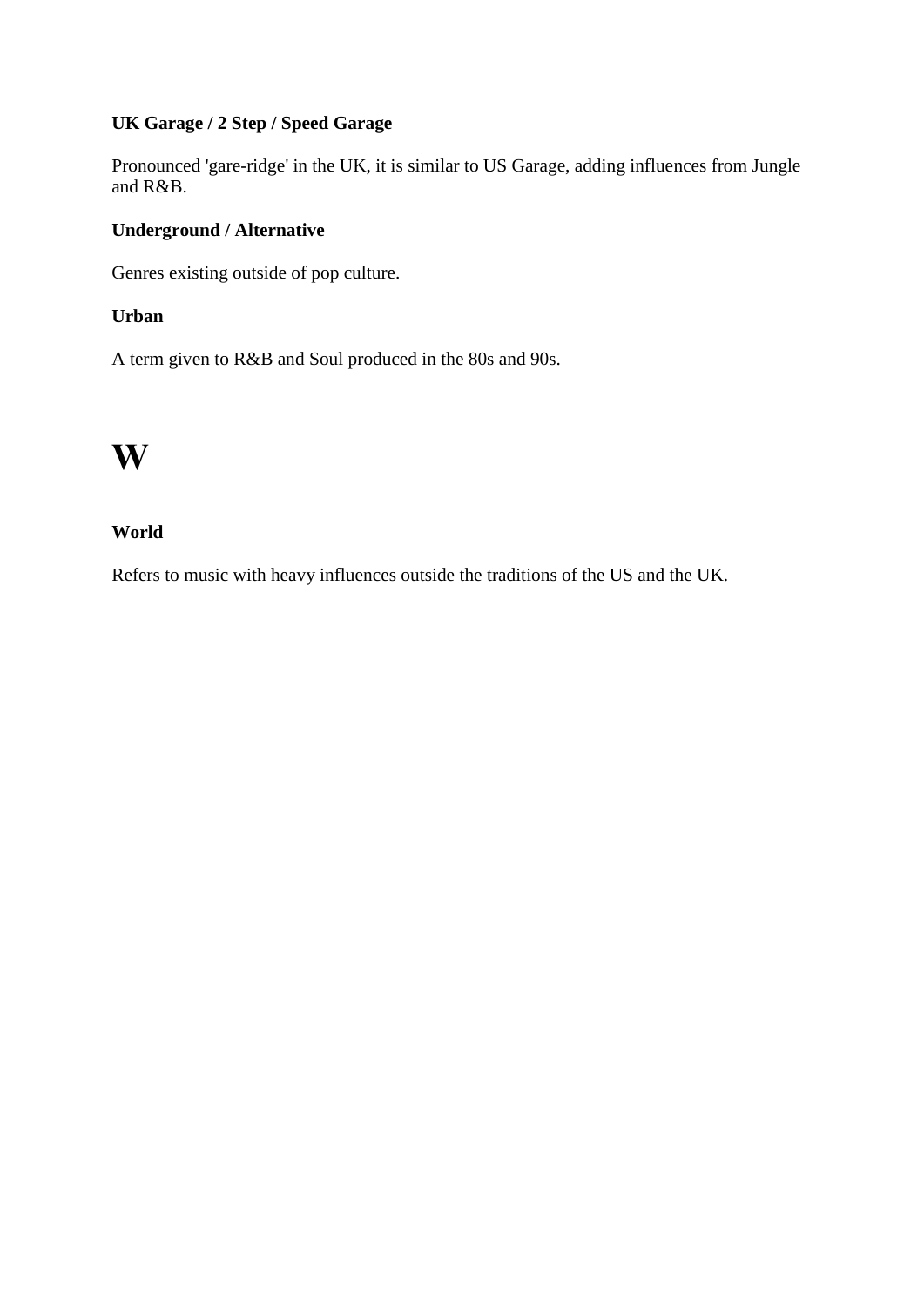**UK Garage / 2 Step / Speed Garage**

Pronounced 'gare-ridge' in the UK, it is similar to US Garage, adding influences from Jungle and R&B.

**Underground / Alternative**

Genres existing outside of pop culture.

**Urban**

A term given to R&B and Soul produced in the 80s and 90s.

# W

**World**

Refers to music with heavy influences outside the traditions of the US and the UK.